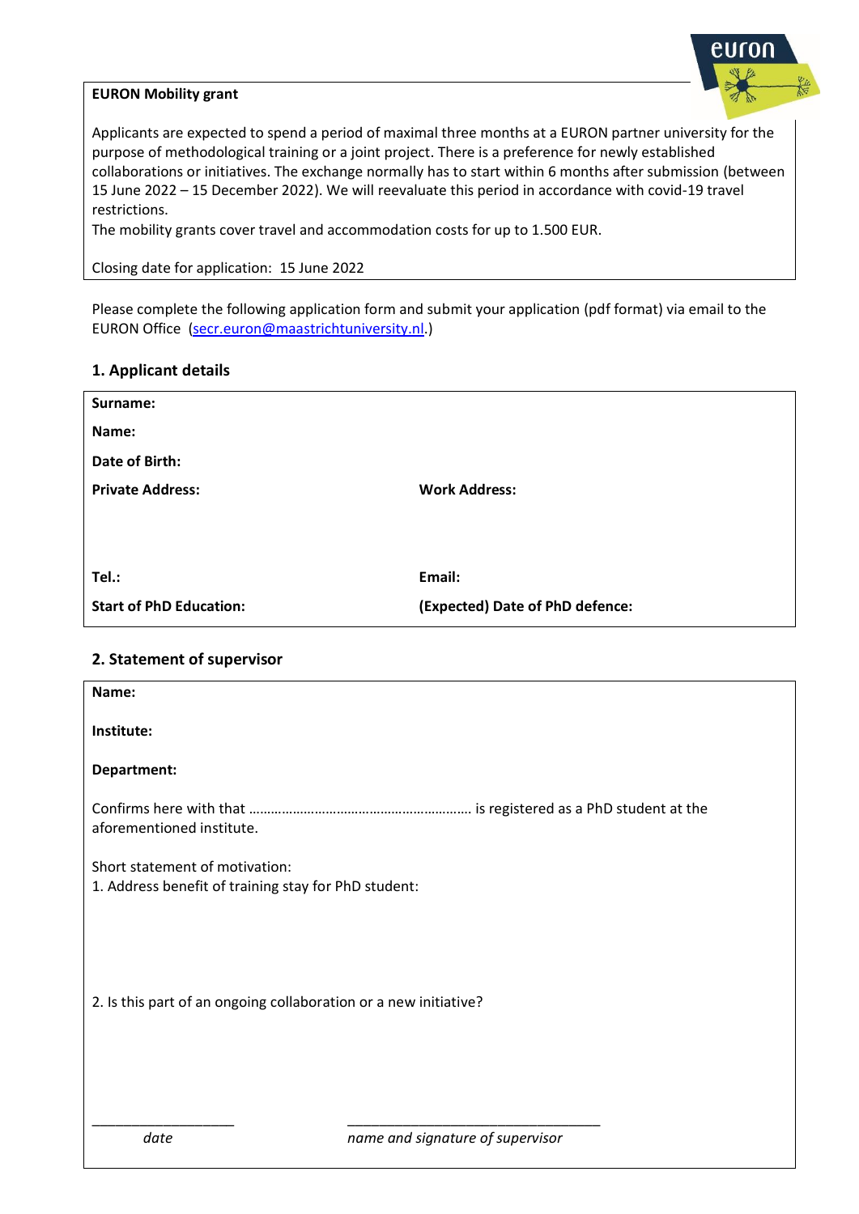**EURON Mobility grant**

Applicants are expected to spend a period of maximal three months at a EURON partner university for the purpose of methodological training or a joint project. There is a preference for newly established collaborations or initiatives. The exchange normally has to start within 6 months after submission (between 15 June 2022 – 15 December 2022). We will reevaluate this period in accordance with covid-19 travel restrictions.

The mobility grants cover travel and accommodation costs for up to 1.500 EUR.

Closing date for application: 15 June 2022

Please complete the following application form and submit your application (pdf format) via email to the EURON Office (secr.euron@maastrichtuniversity.nl.)

## 1. Applicant details

**Surname:**

**Name:**

**Date of Birth:**

| | |
|---|---|
| **Private Address:** | **Work Address:** |
| **Tel.:** | **Email:** |
| **Start of PhD Education:** | **(Expected) Date of PhD defence:** |

## 2. Statement of supervisor

**Name:**

**Institute:**

**Department:**

Confirms here with that …………………………………………………… is registered as a PhD student at the aforementioned institute.

Short statement of motivation:

1. Address benefit of training stay for PhD student:

2. Is this part of an ongoing collaboration or a new initiative?

____________________ ____________________________________

*date* *name and signature of supervisor*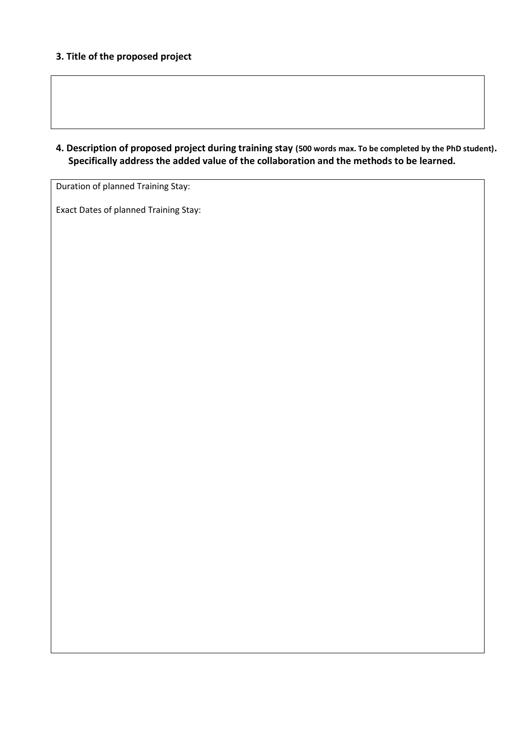**3. Title of the proposed project**

**4. Description of proposed project during training stay** (500 words max. To be completed by the PhD student). **Specifically address the added value of the collaboration and the methods to be learned.**

Duration of planned Training Stay:

Exact Dates of planned Training Stay: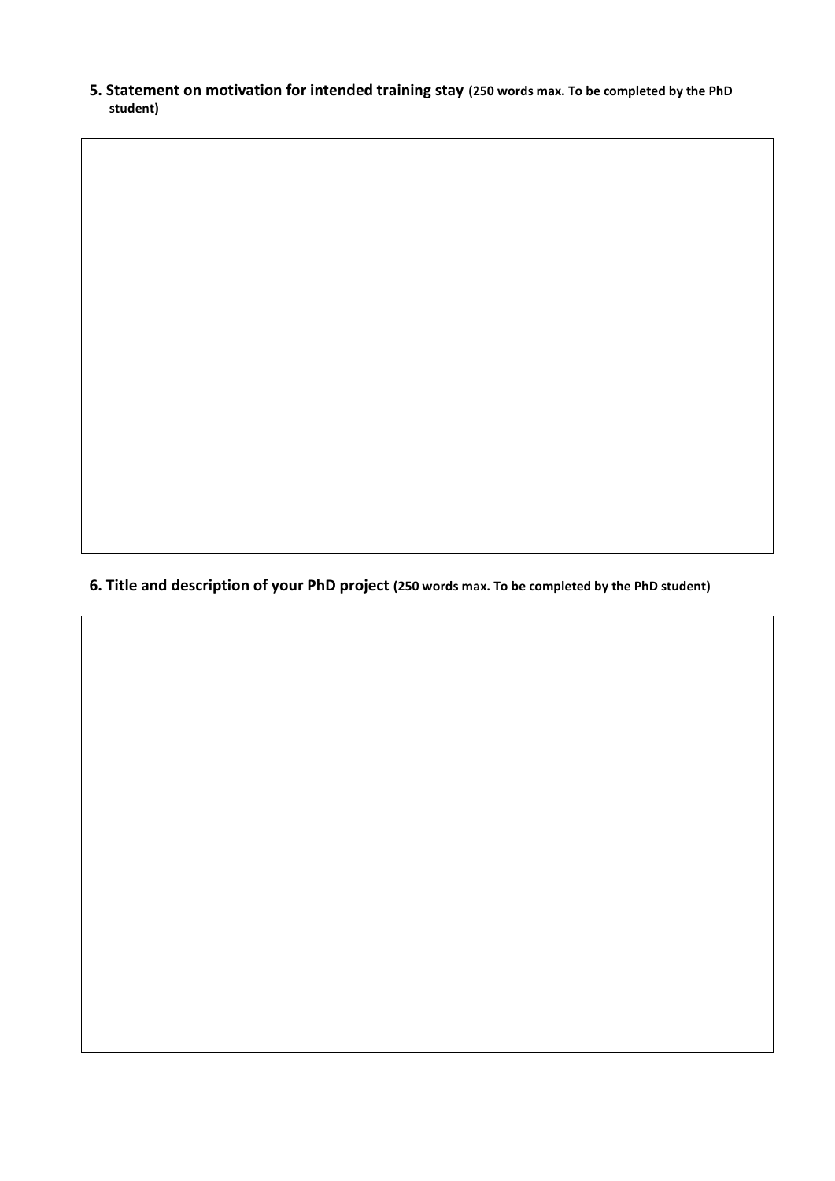**5. Statement on motivation for intended training stay** **(250 words max. To be completed by the PhD student)**

**6. Title and description of your PhD project** **(250 words max. To be completed by the PhD student)**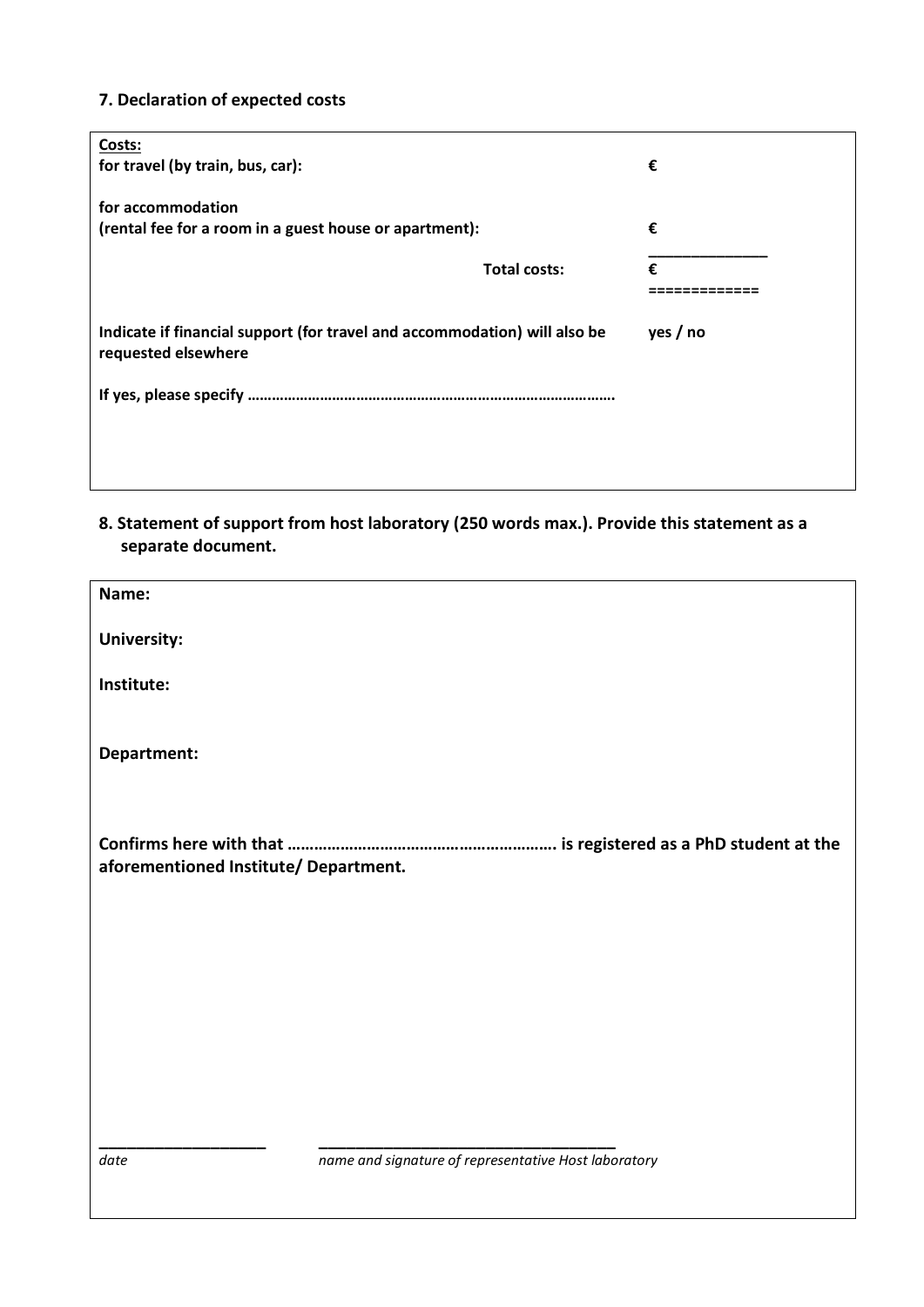### 7. Declaration of expected costs

| **Costs:** | |
|---|---|
| **for travel (by train, bus, car):** | **€** |
| **for accommodation (rental fee for a room in a guest house or apartment):** | **€** |
| **Total costs:** | **€** |
| **Indicate if financial support (for travel and accommodation) will also be requested elsewhere** | **yes / no** |
| **If yes, please specify …………………………………………………………………………….** | |

### 8. Statement of support from host laboratory (250 words max.). Provide this statement as a separate document.

**Name:**

**University:**

**Institute:**

**Department:**

**Confirms here with that ………………………………………………….. is registered as a PhD student at the aforementioned Institute/ Department.**

\_\_\_\_\_\_\_\_\_\_\_\_\_\_\_\_\_\_\_\_ \_\_\_\_\_\_\_\_\_\_\_\_\_\_\_\_\_\_\_\_\_\_\_\_\_\_\_\_\_\_\_\_\_\_\_\_

*date* *name and signature of representative Host laboratory*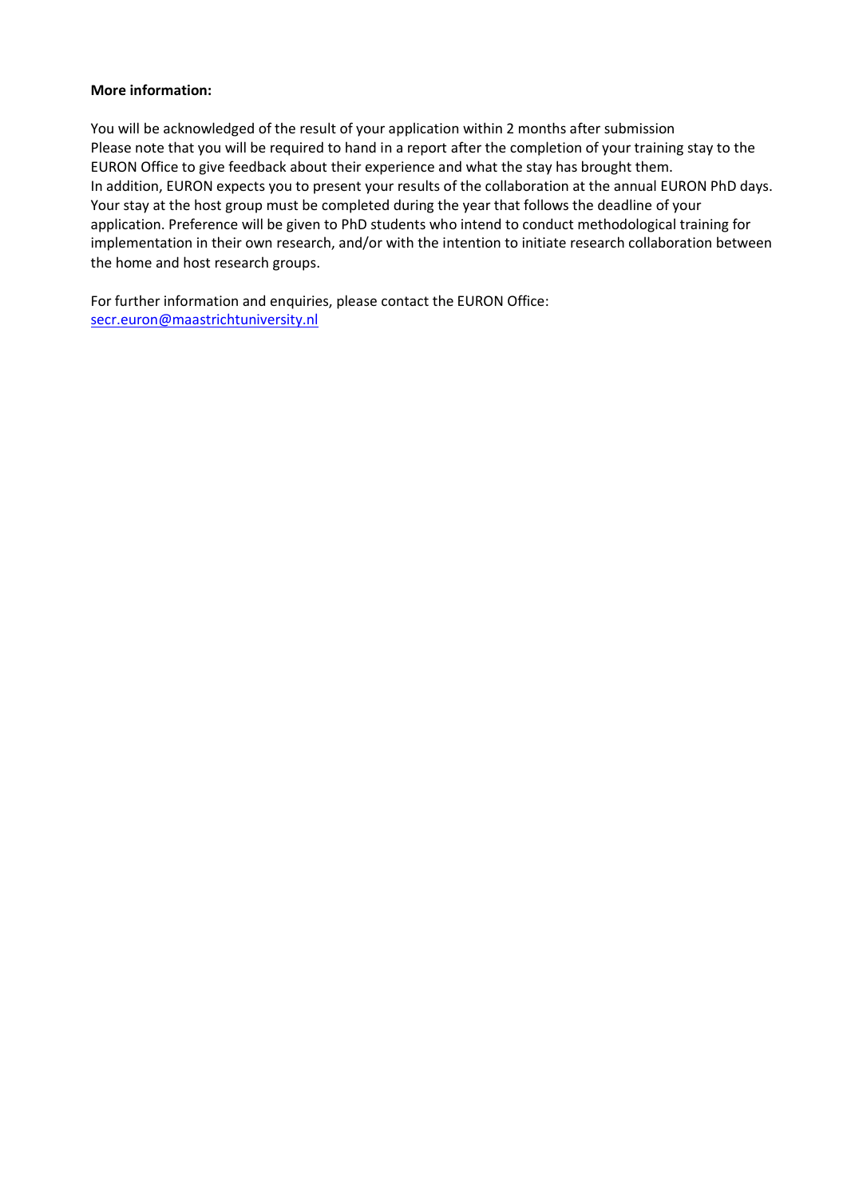**More information:**

You will be acknowledged of the result of your application within 2 months after submission
Please note that you will be required to hand in a report after the completion of your training stay to the EURON Office to give feedback about their experience and what the stay has brought them.
In addition, EURON expects you to present your results of the collaboration at the annual EURON PhD days.
Your stay at the host group must be completed during the year that follows the deadline of your application. Preference will be given to PhD students who intend to conduct methodological training for implementation in their own research, and/or with the intention to initiate research collaboration between the home and host research groups.

For further information and enquiries, please contact the EURON Office:
secr.euron@maastrichtuniversity.nl